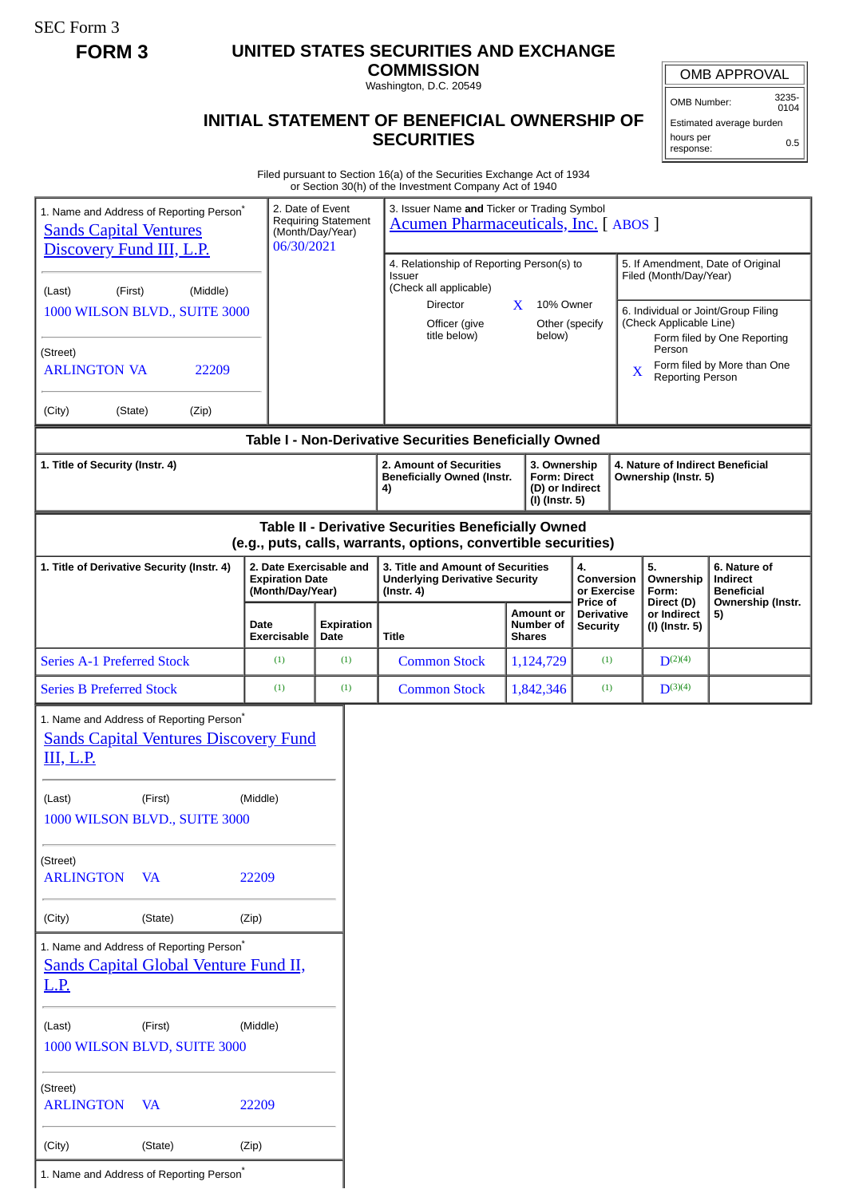SEC Form 3

**FORM 3**

# UNITED STATES SECURITIES AND EXCHANGE COMMISSION

Washington, D.C. 20549

## INITIAL STATEMENT OF BENEFICIAL OWNERSHIP OF SECURITIES

| OMB APPROVAL | |
|---|---|
| OMB Number: | 3235-0104 |
| Estimated average burden | |
| hours per response: | 0.5 |

Filed pursuant to Section 16(a) of the Securities Exchange Act of 1934
or Section 30(h) of the Investment Company Act of 1940

| 1. Name and Address of Reporting Person* | 2. Date of Event Requiring Statement (Month/Day/Year) | 3. Issuer Name and Ticker or Trading Symbol |
|---|---|---|
| Sands Capital Ventures Discovery Fund III, L.P. | 06/30/2021 | Acumen Pharmaceuticals, Inc. [ ABOS ] |
| (Last) (First) (Middle) | | |
| 1000 WILSON BLVD., SUITE 3000 | | |
| (Street) | | |
| ARLINGTON VA 22209 | | |
| (City) (State) (Zip) | | |

4. Relationship of Reporting Person(s) to Issuer (Check all applicable)

- Director
- X 10% Owner
- Officer (give title below)
- Other (specify below)

5. If Amendment, Date of Original Filed (Month/Day/Year)

6. Individual or Joint/Group Filing (Check Applicable Line)

- Form filed by One Reporting Person
- X Form filed by More than One Reporting Person

### Table I - Non-Derivative Securities Beneficially Owned

| 1. Title of Security (Instr. 4) | 2. Amount of Securities Beneficially Owned (Instr. 4) | 3. Ownership Form: Direct (D) or Indirect (I) (Instr. 5) | 4. Nature of Indirect Beneficial Ownership (Instr. 5) |
|---|---|---|---|

### Table II - Derivative Securities Beneficially Owned (e.g., puts, calls, warrants, options, convertible securities)

| 1. Title of Derivative Security (Instr. 4) | 2. Date Exercisable and Expiration Date (Month/Day/Year) | | 3. Title and Amount of Securities Underlying Derivative Security (Instr. 4) | | 4. Conversion or Exercise Price of Derivative Security | 5. Ownership Form: Direct (D) or Indirect (I) (Instr. 5) | 6. Nature of Indirect Beneficial Ownership (Instr. 5) |
|---|---|---|---|---|---|---|---|
| | Date Exercisable | Expiration Date | Title | Amount or Number of Shares | | | |
| Series A-1 Preferred Stock | (1) | (1) | Common Stock | 1,124,729 | (1) | D[(2)(4)] | |
| Series B Preferred Stock | (1) | (1) | Common Stock | 1,842,346 | (1) | D[(3)(4)] | |

| 1. Name and Address of Reporting Person* |
|---|
| Sands Capital Ventures Discovery Fund III, L.P. |
| (Last) (First) (Middle) |
| 1000 WILSON BLVD., SUITE 3000 |
| (Street) |
| ARLINGTON VA 22209 |
| (City) (State) (Zip) |

| 1. Name and Address of Reporting Person* |
|---|
| Sands Capital Global Venture Fund II, L.P. |
| (Last) (First) (Middle) |
| 1000 WILSON BLVD, SUITE 3000 |
| (Street) |
| ARLINGTON VA 22209 |
| (City) (State) (Zip) |

1. Name and Address of Reporting Person*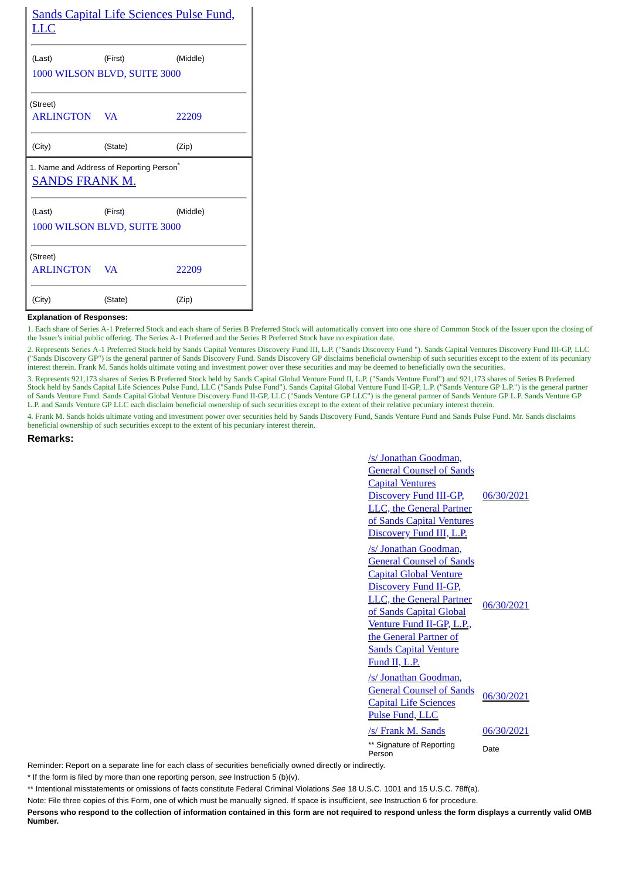| | | |
|---|---|---|
| Sands Capital Life Sciences Pulse Fund, LLC | | |
| (Last) | (First) | (Middle) |
| 1000 WILSON BLVD, SUITE 3000 | | |
| (Street) | | |
| ARLINGTON | VA | 22209 |
| (City) | (State) | (Zip) |

| | | |
|---|---|---|
| 1. Name and Address of Reporting Person* | | |
| SANDS FRANK M. | | |
| (Last) | (First) | (Middle) |
| 1000 WILSON BLVD, SUITE 3000 | | |
| (Street) | | |
| ARLINGTON | VA | 22209 |
| (City) | (State) | (Zip) |

**Explanation of Responses:**

1. Each share of Series A-1 Preferred Stock and each share of Series B Preferred Stock will automatically convert into one share of Common Stock of the Issuer upon the closing of the Issuer's initial public offering. The Series A-1 Preferred and the Series B Preferred Stock have no expiration date.

2. Represents Series A-1 Preferred Stock held by Sands Capital Ventures Discovery Fund III, L.P. ("Sands Discovery Fund "). Sands Capital Ventures Discovery Fund III-GP, LLC ("Sands Discovery GP") is the general partner of Sands Discovery Fund. Sands Discovery GP disclaims beneficial ownership of such securities except to the extent of its pecuniary interest therein. Frank M. Sands holds ultimate voting and investment power over these securities and may be deemed to beneficially own the securities.

3. Represents 921,173 shares of Series B Preferred Stock held by Sands Capital Global Venture Fund II, L.P. ("Sands Venture Fund") and 921,173 shares of Series B Preferred Stock held by Sands Capital Life Sciences Pulse Fund, LLC ("Sands Pulse Fund"). Sands Capital Global Venture Fund II-GP, L.P. ("Sands Venture GP L.P.") is the general partner of Sands Venture Fund. Sands Capital Global Venture Discovery Fund II-GP, LLC ("Sands Venture GP LLC") is the general partner of Sands Venture GP L.P. Sands Venture GP L.P. and Sands Venture GP LLC each disclaim beneficial ownership of such securities except to the extent of their relative pecuniary interest therein.

4. Frank M. Sands holds ultimate voting and investment power over securities held by Sands Discovery Fund, Sands Venture Fund and Sands Pulse Fund. Mr. Sands disclaims beneficial ownership of such securities except to the extent of his pecuniary interest therein.

**Remarks:**

| | |
|---|---|
| /s/ Jonathan Goodman, General Counsel of Sands Capital Ventures Discovery Fund III-GP, LLC, the General Partner of Sands Capital Ventures Discovery Fund III, L.P. | 06/30/2021 |
| /s/ Jonathan Goodman, General Counsel of Sands Capital Global Venture Discovery Fund II-GP, LLC, the General Partner of Sands Capital Global Venture Fund II-GP, L.P., the General Partner of Sands Capital Venture Fund II, L.P. | 06/30/2021 |
| /s/ Jonathan Goodman, General Counsel of Sands Capital Life Sciences Pulse Fund, LLC | 06/30/2021 |
| /s/ Frank M. Sands | 06/30/2021 |
| ** Signature of Reporting Person | Date |

Reminder: Report on a separate line for each class of securities beneficially owned directly or indirectly.

* If the form is filed by more than one reporting person, *see* Instruction 5 (b)(v).

** Intentional misstatements or omissions of facts constitute Federal Criminal Violations *See* 18 U.S.C. 1001 and 15 U.S.C. 78ff(a).

Note: File three copies of this Form, one of which must be manually signed. If space is insufficient, *see* Instruction 6 for procedure.

**Persons who respond to the collection of information contained in this form are not required to respond unless the form displays a currently valid OMB Number.**